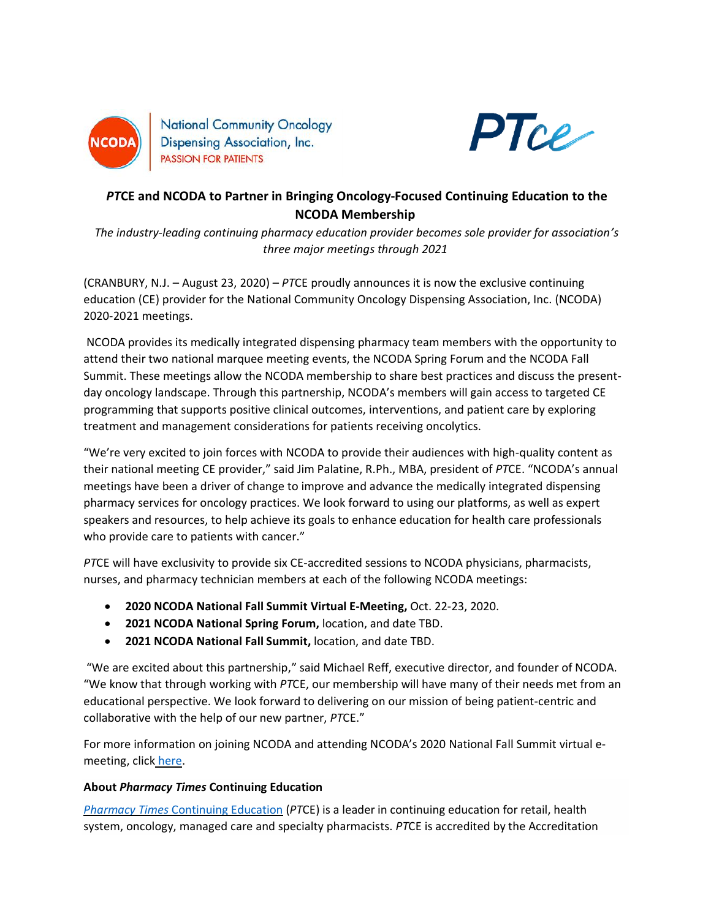National Community Oncology Dispensing Association, Inc.
PASSION FOR PATIENTS

# *PT*CE and NCODA to Partner in Bringing Oncology-Focused Continuing Education to the NCODA Membership

*The industry-leading continuing pharmacy education provider becomes sole provider for association's three major meetings through 2021*

(CRANBURY, N.J. – August 23, 2020) – *PT*CE proudly announces it is now the exclusive continuing education (CE) provider for the National Community Oncology Dispensing Association, Inc. (NCODA) 2020-2021 meetings.

NCODA provides its medically integrated dispensing pharmacy team members with the opportunity to attend their two national marquee meeting events, the NCODA Spring Forum and the NCODA Fall Summit. These meetings allow the NCODA membership to share best practices and discuss the present-day oncology landscape. Through this partnership, NCODA's members will gain access to targeted CE programming that supports positive clinical outcomes, interventions, and patient care by exploring treatment and management considerations for patients receiving oncolytics.

"We're very excited to join forces with NCODA to provide their audiences with high-quality content as their national meeting CE provider," said Jim Palatine, R.Ph., MBA, president of *PT*CE. "NCODA's annual meetings have been a driver of change to improve and advance the medically integrated dispensing pharmacy services for oncology practices. We look forward to using our platforms, as well as expert speakers and resources, to help achieve its goals to enhance education for health care professionals who provide care to patients with cancer."

*PT*CE will have exclusivity to provide six CE-accredited sessions to NCODA physicians, pharmacists, nurses, and pharmacy technician members at each of the following NCODA meetings:

- **2020 NCODA National Fall Summit Virtual E-Meeting,** Oct. 22-23, 2020.
- **2021 NCODA National Spring Forum,** location, and date TBD.
- **2021 NCODA National Fall Summit,** location, and date TBD.

"We are excited about this partnership," said Michael Reff, executive director, and founder of NCODA. "We know that through working with *PT*CE, our membership will have many of their needs met from an educational perspective. We look forward to delivering on our mission of being patient-centric and collaborative with the help of our new partner, *PT*CE."

For more information on joining NCODA and attending NCODA's 2020 National Fall Summit virtual e-meeting, click here.

**About *Pharmacy Times* Continuing Education**

*Pharmacy Times* Continuing Education (*PT*CE) is a leader in continuing education for retail, health system, oncology, managed care and specialty pharmacists. *PT*CE is accredited by the Accreditation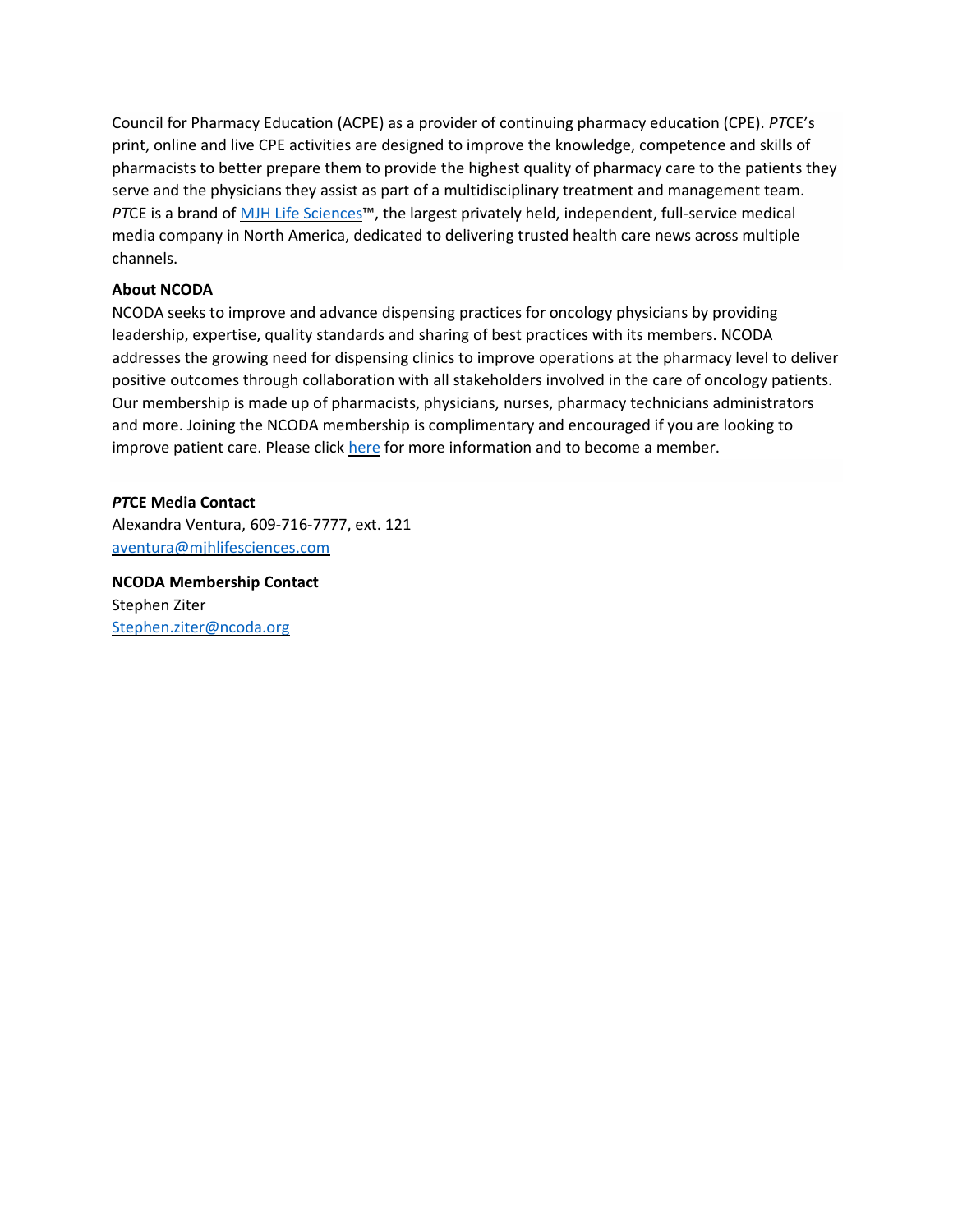Council for Pharmacy Education (ACPE) as a provider of continuing pharmacy education (CPE). *PT*CE's print, online and live CPE activities are designed to improve the knowledge, competence and skills of pharmacists to better prepare them to provide the highest quality of pharmacy care to the patients they serve and the physicians they assist as part of a multidisciplinary treatment and management team. *PT*CE is a brand of [MJH Life Sciences](#)™, the largest privately held, independent, full-service medical media company in North America, dedicated to delivering trusted health care news across multiple channels.

**About NCODA**

NCODA seeks to improve and advance dispensing practices for oncology physicians by providing leadership, expertise, quality standards and sharing of best practices with its members. NCODA addresses the growing need for dispensing clinics to improve operations at the pharmacy level to deliver positive outcomes through collaboration with all stakeholders involved in the care of oncology patients. Our membership is made up of pharmacists, physicians, nurses, pharmacy technicians administrators and more. Joining the NCODA membership is complimentary and encouraged if you are looking to improve patient care. Please click [here](#) for more information and to become a member.

***PT*CE Media Contact**

Alexandra Ventura, 609-716-7777, ext. 121
aventura@mjhlifesciences.com

**NCODA Membership Contact**

Stephen Ziter
Stephen.ziter@ncoda.org